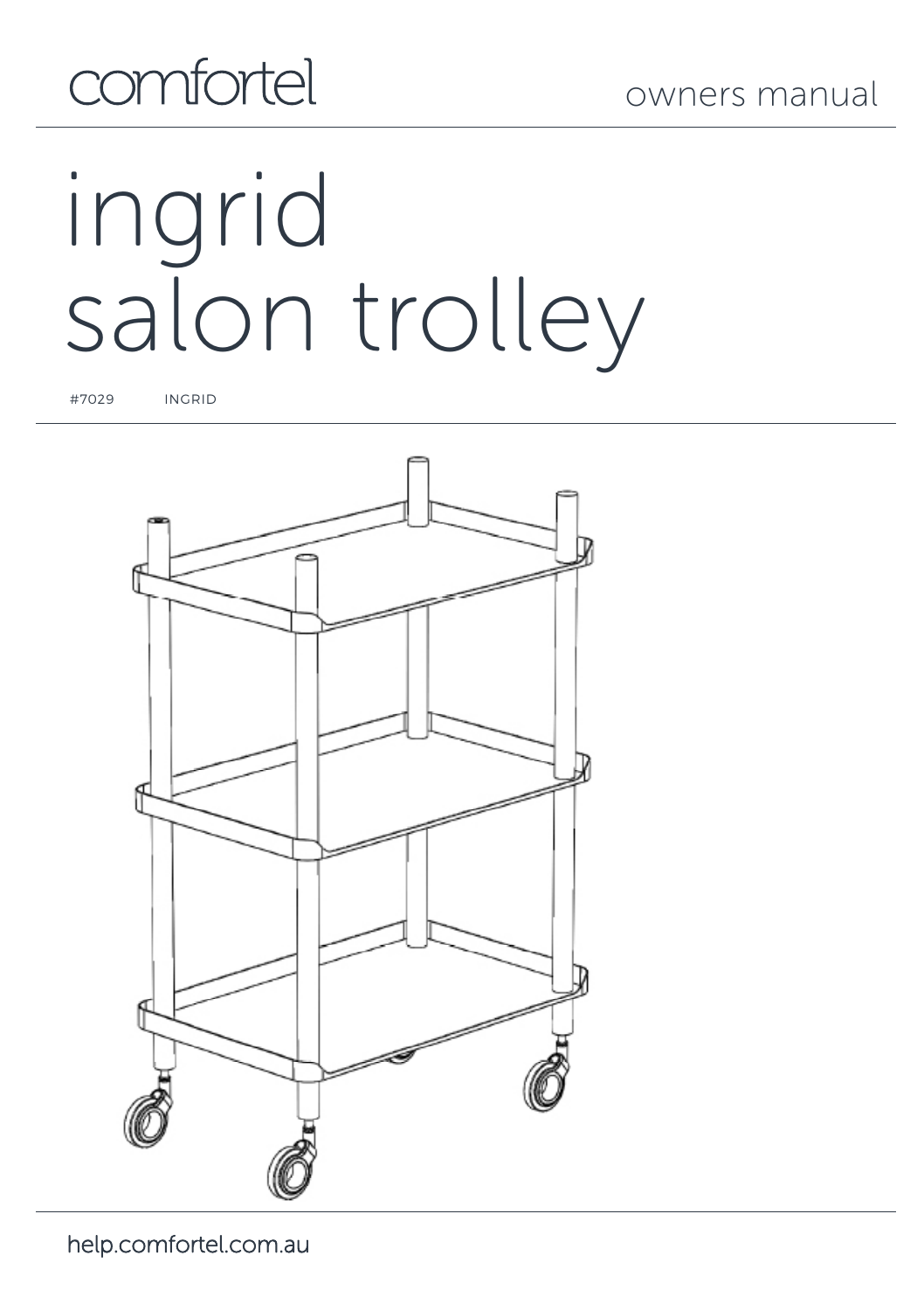comfortel

owners manual

# ingrid salon trolley

#7029 INGRID

help.comfortel.com.au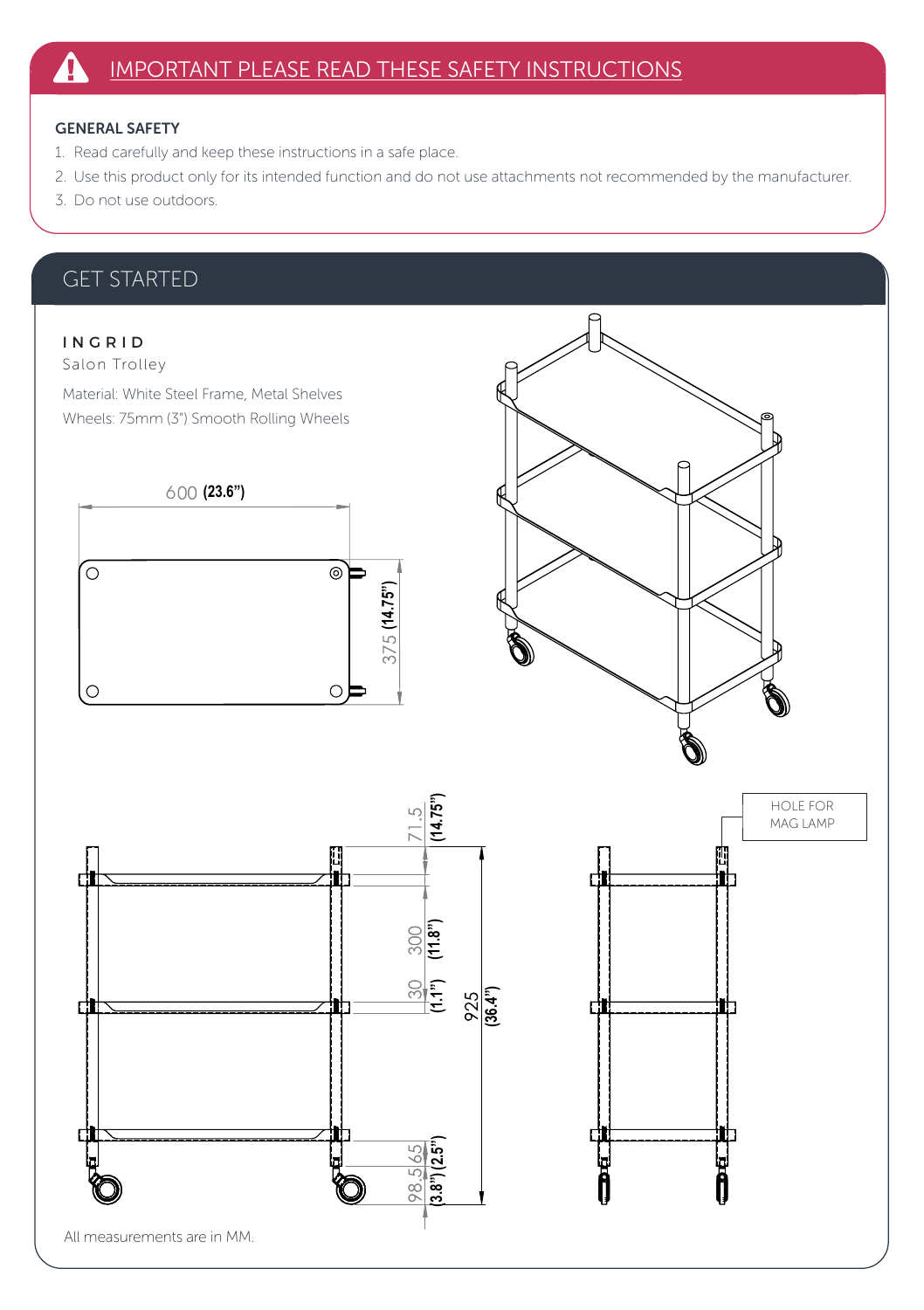# IMPORTANT PLEASE READ THESE SAFETY INSTRUCTIONS

**GENERAL SAFETY**

1. Read carefully and keep these instructions in a safe place.
2. Use this product only for its intended function and do not use attachments not recommended by the manufacturer.
3. Do not use outdoors.

## GET STARTED

**INGRID**

Salon Trolley

Material: White Steel Frame, Metal Shelves

Wheels: 75mm (3") Smooth Rolling Wheels

600 **(23.6")**

375 **(14.75")**

71.5 **(14.75")**

300 **(11.8")**

30 **(1.1")**

925 **(36.4")**

65 **(2.5")**

98.5 **(3.8")**

HOLE FOR MAG LAMP

All measurements are in MM.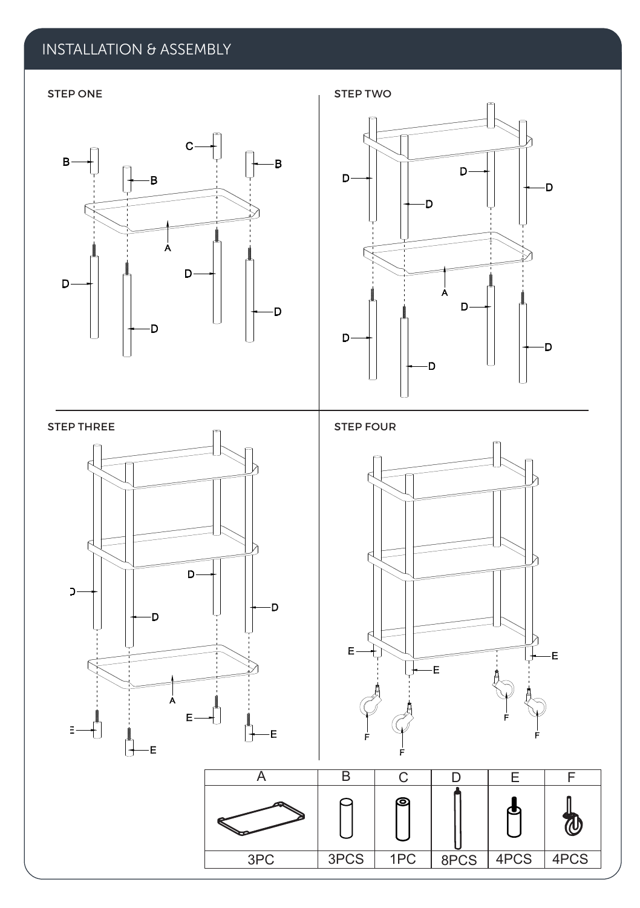## INSTALLATION & ASSEMBLY

### STEP ONE

### STEP TWO

### STEP THREE

### STEP FOUR

| A | B | C | D | E | F |
|---|---|---|---|---|---|
| | | | | | |
| 3PC | 3PCS | 1PC | 8PCS | 4PCS | 4PCS |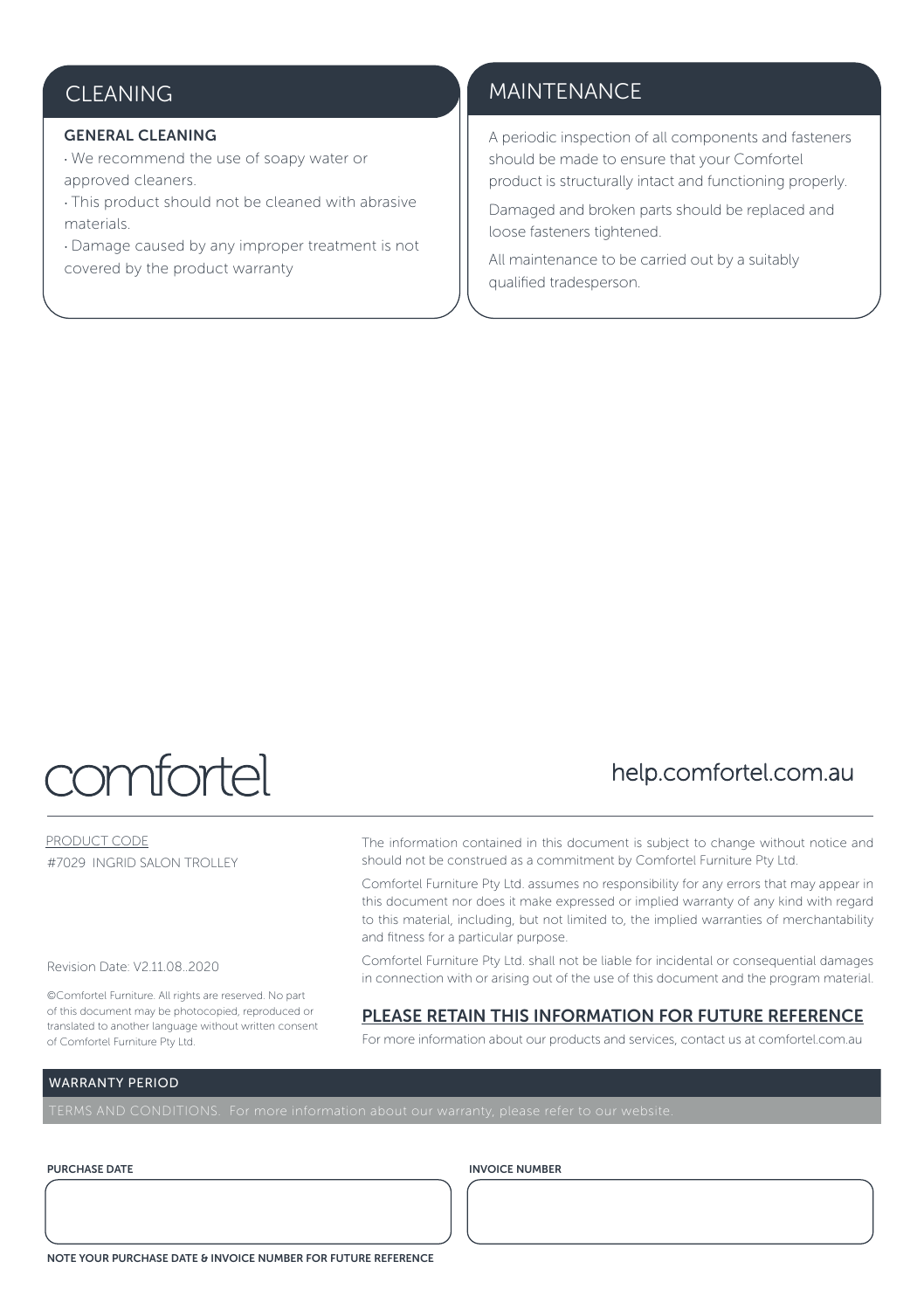## CLEANING

### GENERAL CLEANING

- We recommend the use of soapy water or approved cleaners.
- This product should not be cleaned with abrasive materials.
- Damage caused by any improper treatment is not covered by the product warranty

## MAINTENANCE

A periodic inspection of all components and fasteners should be made to ensure that your Comfortel product is structurally intact and functioning properly.

Damaged and broken parts should be replaced and loose fasteners tightened.

All maintenance to be carried out by a suitably qualified tradesperson.

# comfortel

help.comfortel.com.au

PRODUCT CODE
#7029 INGRID SALON TROLLEY

Revision Date: V2.11.08..2020

©Comfortel Furniture. All rights are reserved. No part of this document may be photocopied, reproduced or translated to another language without written consent of Comfortel Furniture Pty Ltd.

The information contained in this document is subject to change without notice and should not be construed as a commitment by Comfortel Furniture Pty Ltd.

Comfortel Furniture Pty Ltd. assumes no responsibility for any errors that may appear in this document nor does it make expressed or implied warranty of any kind with regard to this material, including, but not limited to, the implied warranties of merchantability and fitness for a particular purpose.

Comfortel Furniture Pty Ltd. shall not be liable for incidental or consequential damages in connection with or arising out of the use of this document and the program material.

## PLEASE RETAIN THIS INFORMATION FOR FUTURE REFERENCE

For more information about our products and services, contact us at comfortel.com.au

### WARRANTY PERIOD

TERMS AND CONDITIONS. For more information about our warranty, please refer to our website.

**PURCHASE DATE**

**INVOICE NUMBER**

**NOTE YOUR PURCHASE DATE & INVOICE NUMBER FOR FUTURE REFERENCE**